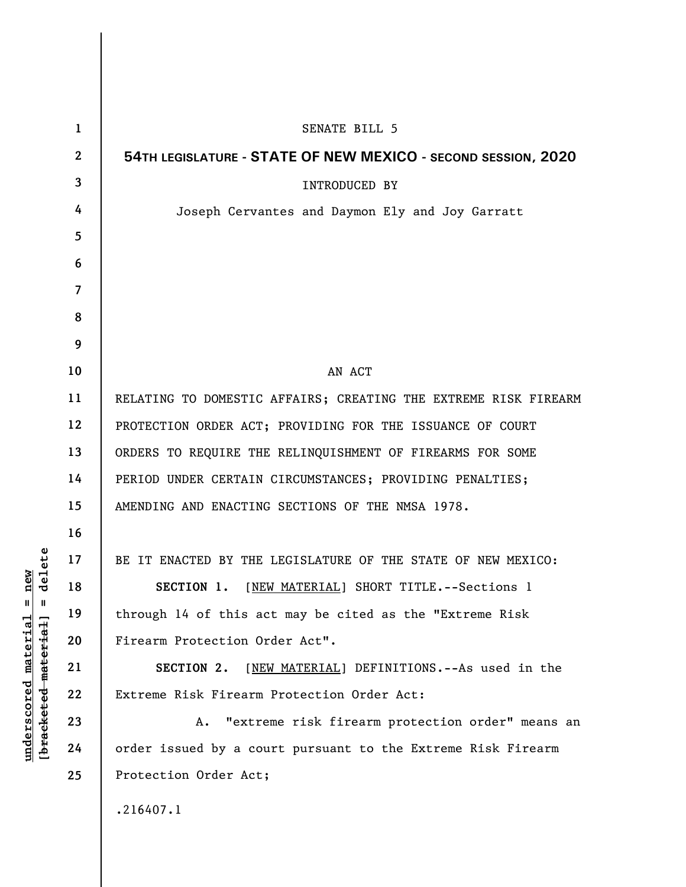SENATE BILL 5

**54TH LEGISLATURE - STATE OF NEW MEXICO - SECOND SESSION, 2020**

INTRODUCED BY

Joseph Cervantes and Daymon Ely and Joy Garratt

AN ACT

RELATING TO DOMESTIC AFFAIRS; CREATING THE EXTREME RISK FIREARM PROTECTION ORDER ACT; PROVIDING FOR THE ISSUANCE OF COURT ORDERS TO REQUIRE THE RELINQUISHMENT OF FIREARMS FOR SOME PERIOD UNDER CERTAIN CIRCUMSTANCES; PROVIDING PENALTIES; AMENDING AND ENACTING SECTIONS OF THE NMSA 1978.

BE IT ENACTED BY THE LEGISLATURE OF THE STATE OF NEW MEXICO:

**SECTION 1.** [NEW MATERIAL] SHORT TITLE.--Sections 1 through 14 of this act may be cited as the "Extreme Risk Firearm Protection Order Act".

**SECTION 2.** [NEW MATERIAL] DEFINITIONS.--As used in the Extreme Risk Firearm Protection Order Act:

A. "extreme risk firearm protection order" means an order issued by a court pursuant to the Extreme Risk Firearm Protection Order Act;

.216407.1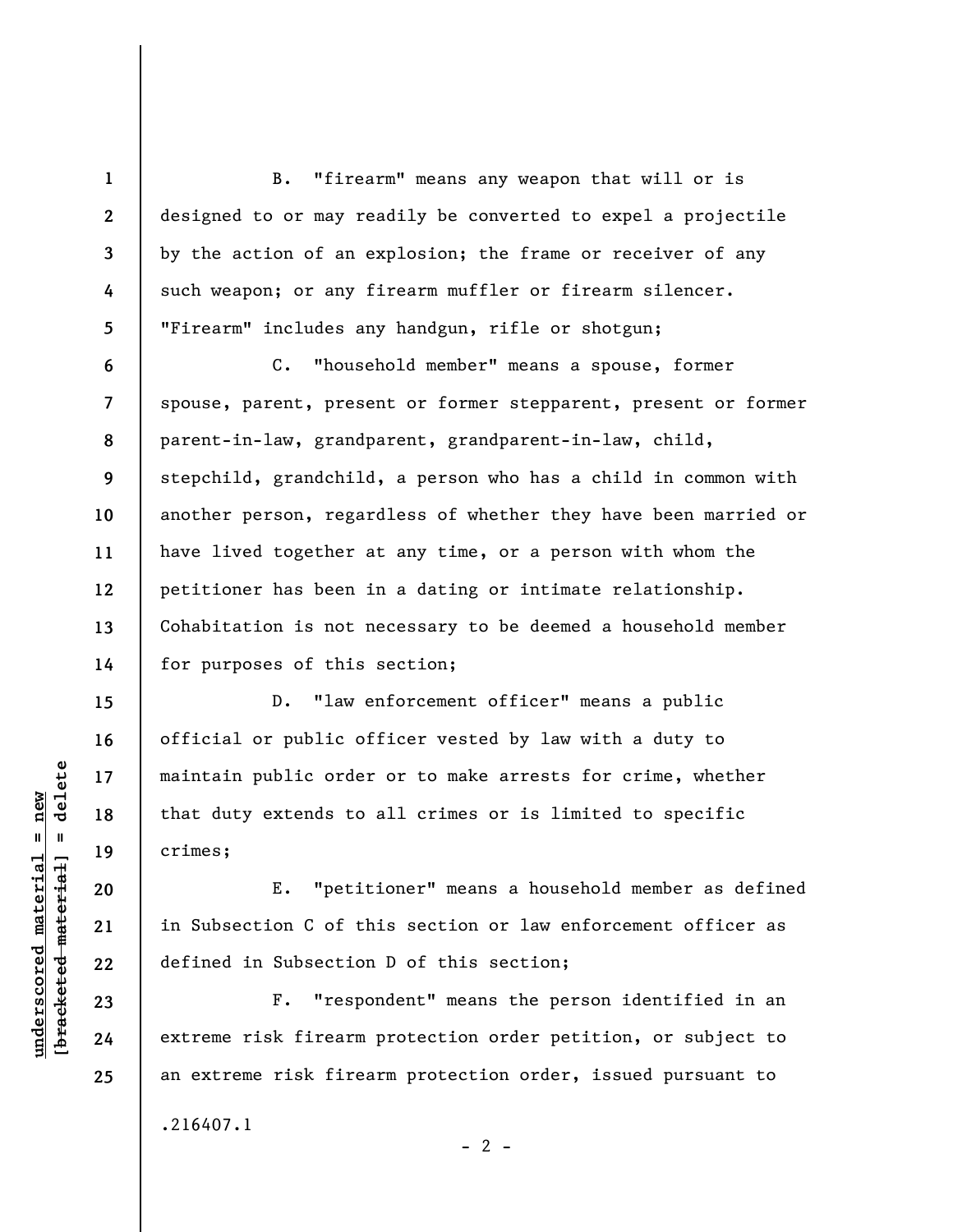B. "firearm" means any weapon that will or is designed to or may readily be converted to expel a projectile by the action of an explosion; the frame or receiver of any such weapon; or any firearm muffler or firearm silencer. "Firearm" includes any handgun, rifle or shotgun;

C. "household member" means a spouse, former spouse, parent, present or former stepparent, present or former parent-in-law, grandparent, grandparent-in-law, child, stepchild, grandchild, a person who has a child in common with another person, regardless of whether they have been married or have lived together at any time, or a person with whom the petitioner has been in a dating or intimate relationship. Cohabitation is not necessary to be deemed a household member for purposes of this section;

D. "law enforcement officer" means a public official or public officer vested by law with a duty to maintain public order or to make arrests for crime, whether that duty extends to all crimes or is limited to specific crimes;

E. "petitioner" means a household member as defined in Subsection C of this section or law enforcement officer as defined in Subsection D of this section;

F. "respondent" means the person identified in an extreme risk firearm protection order petition, or subject to an extreme risk firearm protection order, issued pursuant to

.216407.1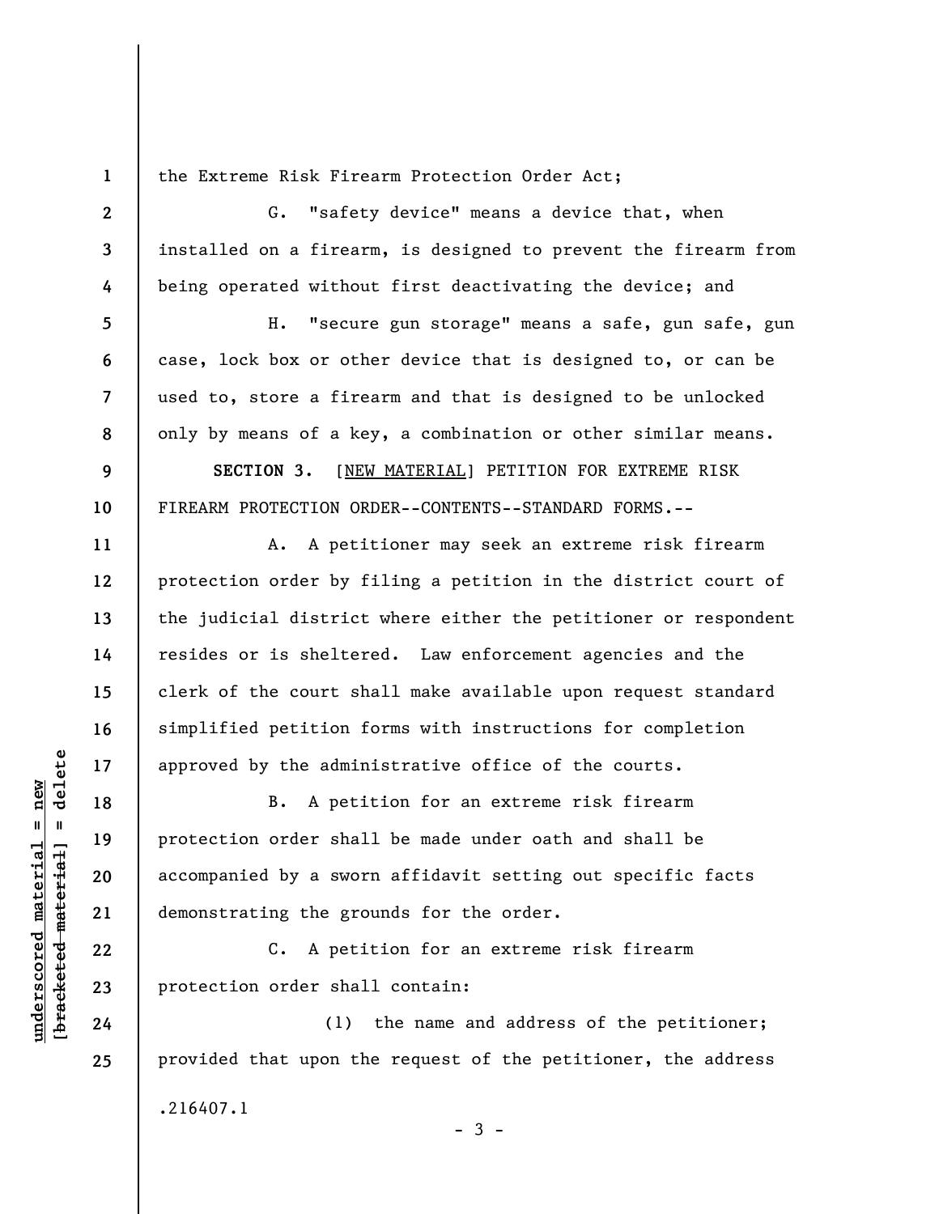the Extreme Risk Firearm Protection Order Act;

G. "safety device" means a device that, when installed on a firearm, is designed to prevent the firearm from being operated without first deactivating the device; and

H. "secure gun storage" means a safe, gun safe, gun case, lock box or other device that is designed to, or can be used to, store a firearm and that is designed to be unlocked only by means of a key, a combination or other similar means.

**SECTION 3.** [NEW MATERIAL] PETITION FOR EXTREME RISK FIREARM PROTECTION ORDER--CONTENTS--STANDARD FORMS.--

A. A petitioner may seek an extreme risk firearm protection order by filing a petition in the district court of the judicial district where either the petitioner or respondent resides or is sheltered. Law enforcement agencies and the clerk of the court shall make available upon request standard simplified petition forms with instructions for completion approved by the administrative office of the courts.

B. A petition for an extreme risk firearm protection order shall be made under oath and shall be accompanied by a sworn affidavit setting out specific facts demonstrating the grounds for the order.

C. A petition for an extreme risk firearm protection order shall contain:

(1) the name and address of the petitioner; provided that upon the request of the petitioner, the address

.216407.1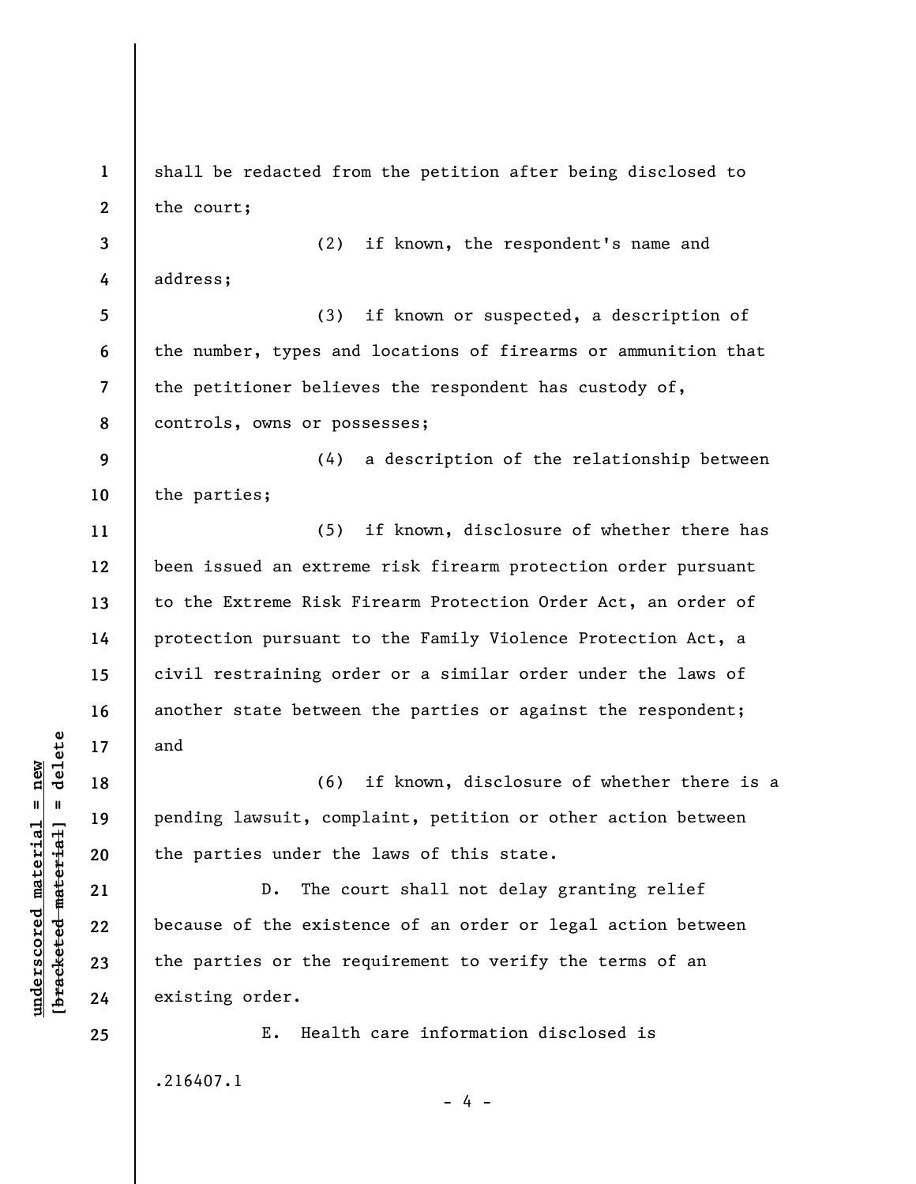shall be redacted from the petition after being disclosed to the court;

(2) if known, the respondent's name and address;

(3) if known or suspected, a description of the number, types and locations of firearms or ammunition that the petitioner believes the respondent has custody of, controls, owns or possesses;

(4) a description of the relationship between the parties;

(5) if known, disclosure of whether there has been issued an extreme risk firearm protection order pursuant to the Extreme Risk Firearm Protection Order Act, an order of protection pursuant to the Family Violence Protection Act, a civil restraining order or a similar order under the laws of another state between the parties or against the respondent; and

(6) if known, disclosure of whether there is a pending lawsuit, complaint, petition or other action between the parties under the laws of this state.

D. The court shall not delay granting relief because of the existence of an order or legal action between the parties or the requirement to verify the terms of an existing order.

E. Health care information disclosed is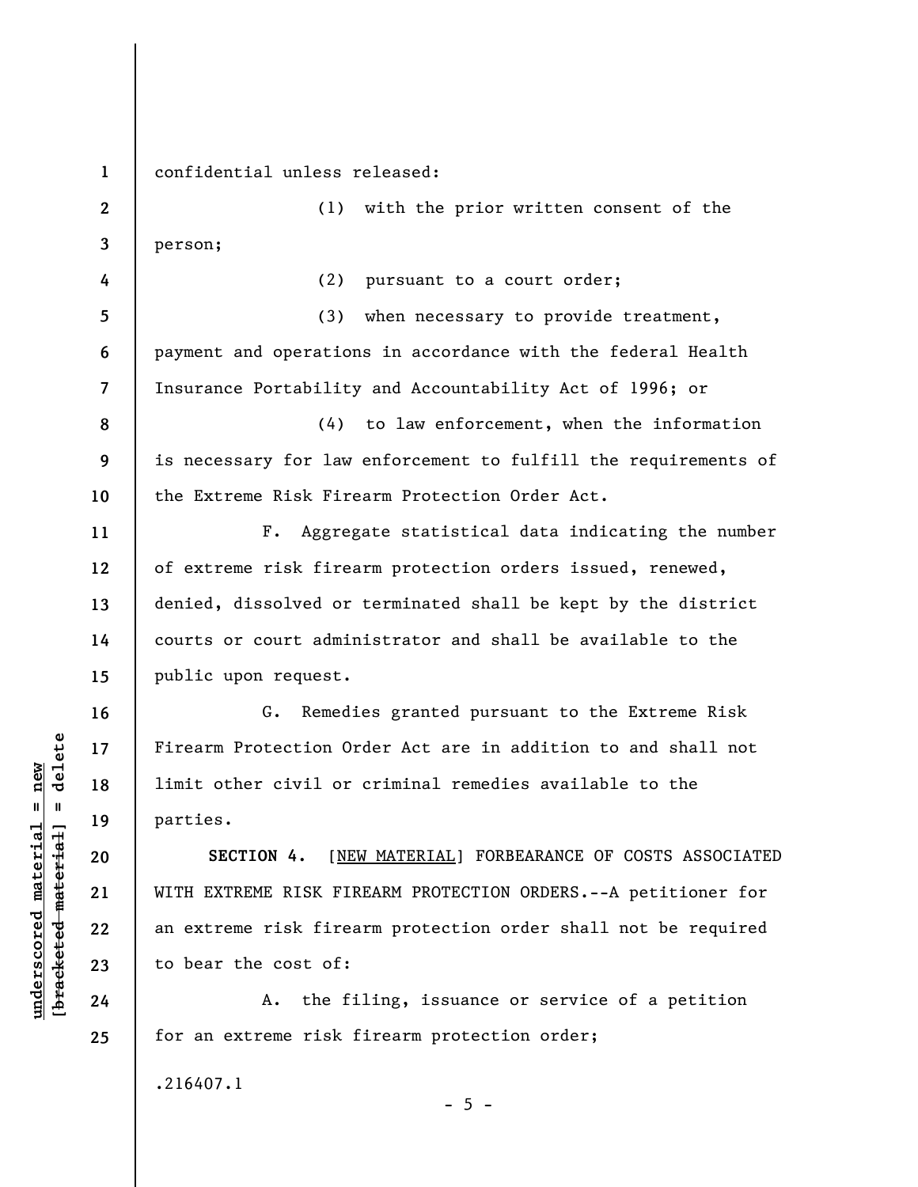confidential unless released:

(1) with the prior written consent of the person;

(2) pursuant to a court order;

(3) when necessary to provide treatment, payment and operations in accordance with the federal Health Insurance Portability and Accountability Act of 1996; or

(4) to law enforcement, when the information is necessary for law enforcement to fulfill the requirements of the Extreme Risk Firearm Protection Order Act.

F. Aggregate statistical data indicating the number of extreme risk firearm protection orders issued, renewed, denied, dissolved or terminated shall be kept by the district courts or court administrator and shall be available to the public upon request.

G. Remedies granted pursuant to the Extreme Risk Firearm Protection Order Act are in addition to and shall not limit other civil or criminal remedies available to the parties.

**SECTION 4.** [<u>NEW MATERIAL</u>] FORBEARANCE OF COSTS ASSOCIATED WITH EXTREME RISK FIREARM PROTECTION ORDERS.--A petitioner for an extreme risk firearm protection order shall not be required to bear the cost of:

A. the filing, issuance or service of a petition for an extreme risk firearm protection order;

.216407.1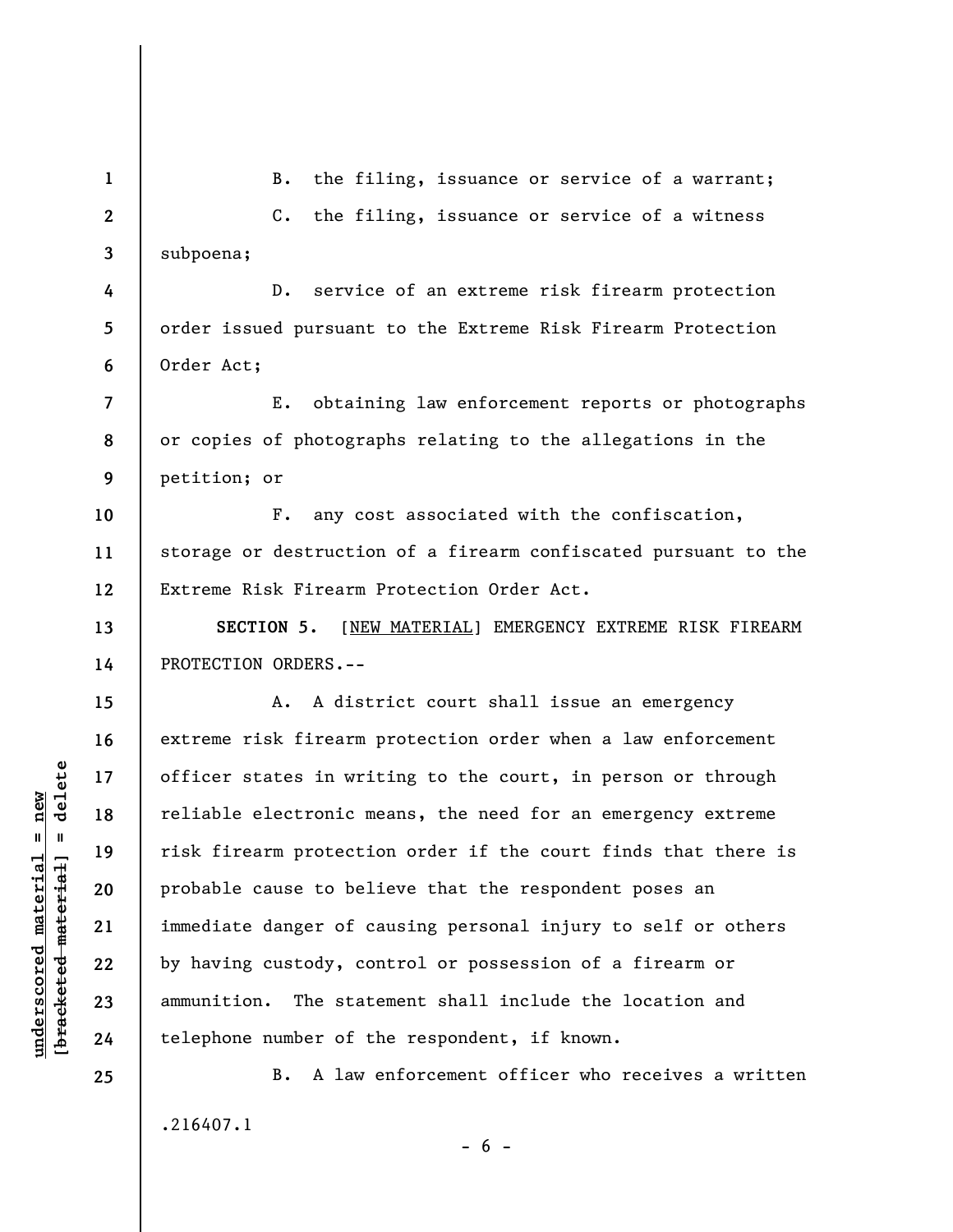B. the filing, issuance or service of a warrant;

C. the filing, issuance or service of a witness subpoena;

D. service of an extreme risk firearm protection order issued pursuant to the Extreme Risk Firearm Protection Order Act;

E. obtaining law enforcement reports or photographs or copies of photographs relating to the allegations in the petition; or

F. any cost associated with the confiscation, storage or destruction of a firearm confiscated pursuant to the Extreme Risk Firearm Protection Order Act.

**SECTION 5.** [NEW MATERIAL] EMERGENCY EXTREME RISK FIREARM PROTECTION ORDERS.--

A. A district court shall issue an emergency extreme risk firearm protection order when a law enforcement officer states in writing to the court, in person or through reliable electronic means, the need for an emergency extreme risk firearm protection order if the court finds that there is probable cause to believe that the respondent poses an immediate danger of causing personal injury to self or others by having custody, control or possession of a firearm or ammunition. The statement shall include the location and telephone number of the respondent, if known.

B. A law enforcement officer who receives a written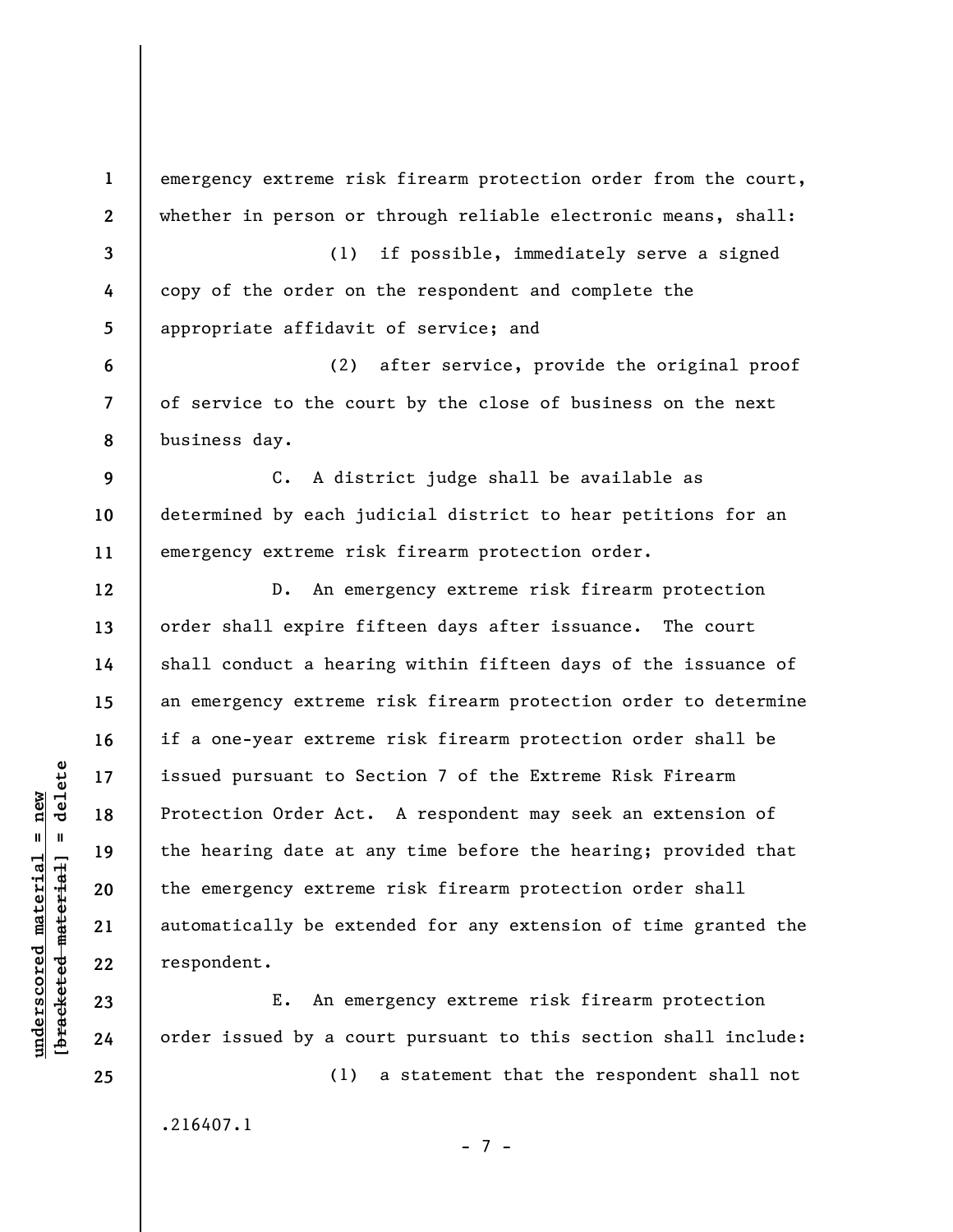emergency extreme risk firearm protection order from the court, whether in person or through reliable electronic means, shall:

(1) if possible, immediately serve a signed copy of the order on the respondent and complete the appropriate affidavit of service; and

(2) after service, provide the original proof of service to the court by the close of business on the next business day.

C. A district judge shall be available as determined by each judicial district to hear petitions for an emergency extreme risk firearm protection order.

D. An emergency extreme risk firearm protection order shall expire fifteen days after issuance. The court shall conduct a hearing within fifteen days of the issuance of an emergency extreme risk firearm protection order to determine if a one-year extreme risk firearm protection order shall be issued pursuant to Section 7 of the Extreme Risk Firearm Protection Order Act. A respondent may seek an extension of the hearing date at any time before the hearing; provided that the emergency extreme risk firearm protection order shall automatically be extended for any extension of time granted the respondent.

E. An emergency extreme risk firearm protection order issued by a court pursuant to this section shall include:

(1) a statement that the respondent shall not

.216407.1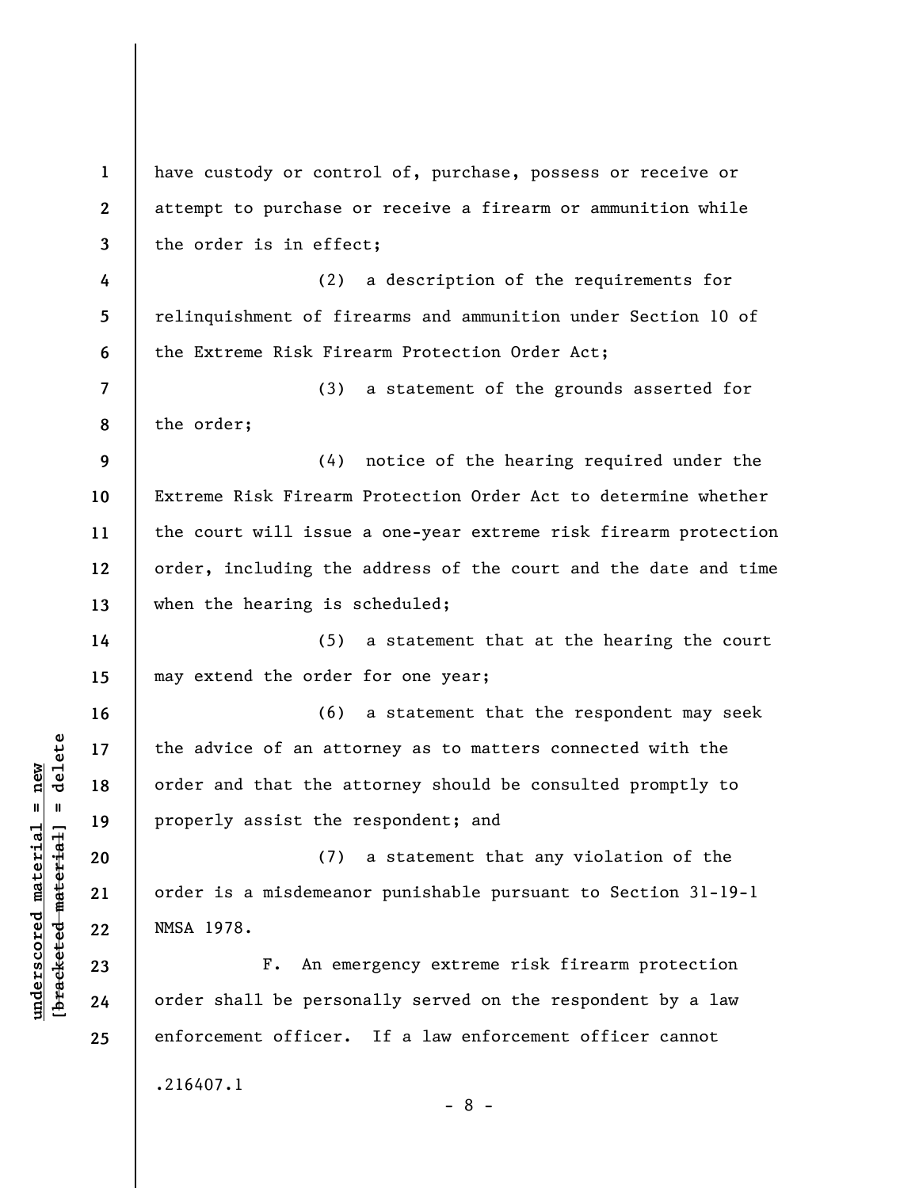have custody or control of, purchase, possess or receive or attempt to purchase or receive a firearm or ammunition while the order is in effect;

(2) a description of the requirements for relinquishment of firearms and ammunition under Section 10 of the Extreme Risk Firearm Protection Order Act;

(3) a statement of the grounds asserted for the order;

(4) notice of the hearing required under the Extreme Risk Firearm Protection Order Act to determine whether the court will issue a one-year extreme risk firearm protection order, including the address of the court and the date and time when the hearing is scheduled;

(5) a statement that at the hearing the court may extend the order for one year;

(6) a statement that the respondent may seek the advice of an attorney as to matters connected with the order and that the attorney should be consulted promptly to properly assist the respondent; and

(7) a statement that any violation of the order is a misdemeanor punishable pursuant to Section 31-19-1 NMSA 1978.

F. An emergency extreme risk firearm protection order shall be personally served on the respondent by a law enforcement officer. If a law enforcement officer cannot

.216407.1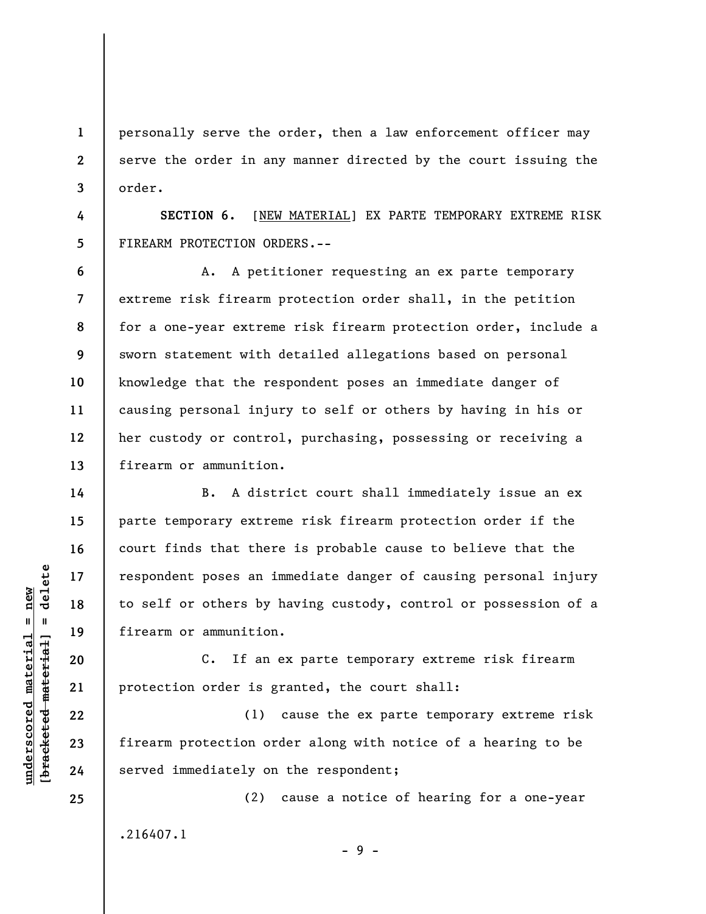personally serve the order, then a law enforcement officer may serve the order in any manner directed by the court issuing the order.

**SECTION 6.** [NEW MATERIAL] EX PARTE TEMPORARY EXTREME RISK FIREARM PROTECTION ORDERS.--

A. A petitioner requesting an ex parte temporary extreme risk firearm protection order shall, in the petition for a one-year extreme risk firearm protection order, include a sworn statement with detailed allegations based on personal knowledge that the respondent poses an immediate danger of causing personal injury to self or others by having in his or her custody or control, purchasing, possessing or receiving a firearm or ammunition.

B. A district court shall immediately issue an ex parte temporary extreme risk firearm protection order if the court finds that there is probable cause to believe that the respondent poses an immediate danger of causing personal injury to self or others by having custody, control or possession of a firearm or ammunition.

C. If an ex parte temporary extreme risk firearm protection order is granted, the court shall:

(1) cause the ex parte temporary extreme risk firearm protection order along with notice of a hearing to be served immediately on the respondent;

(2) cause a notice of hearing for a one-year

.216407.1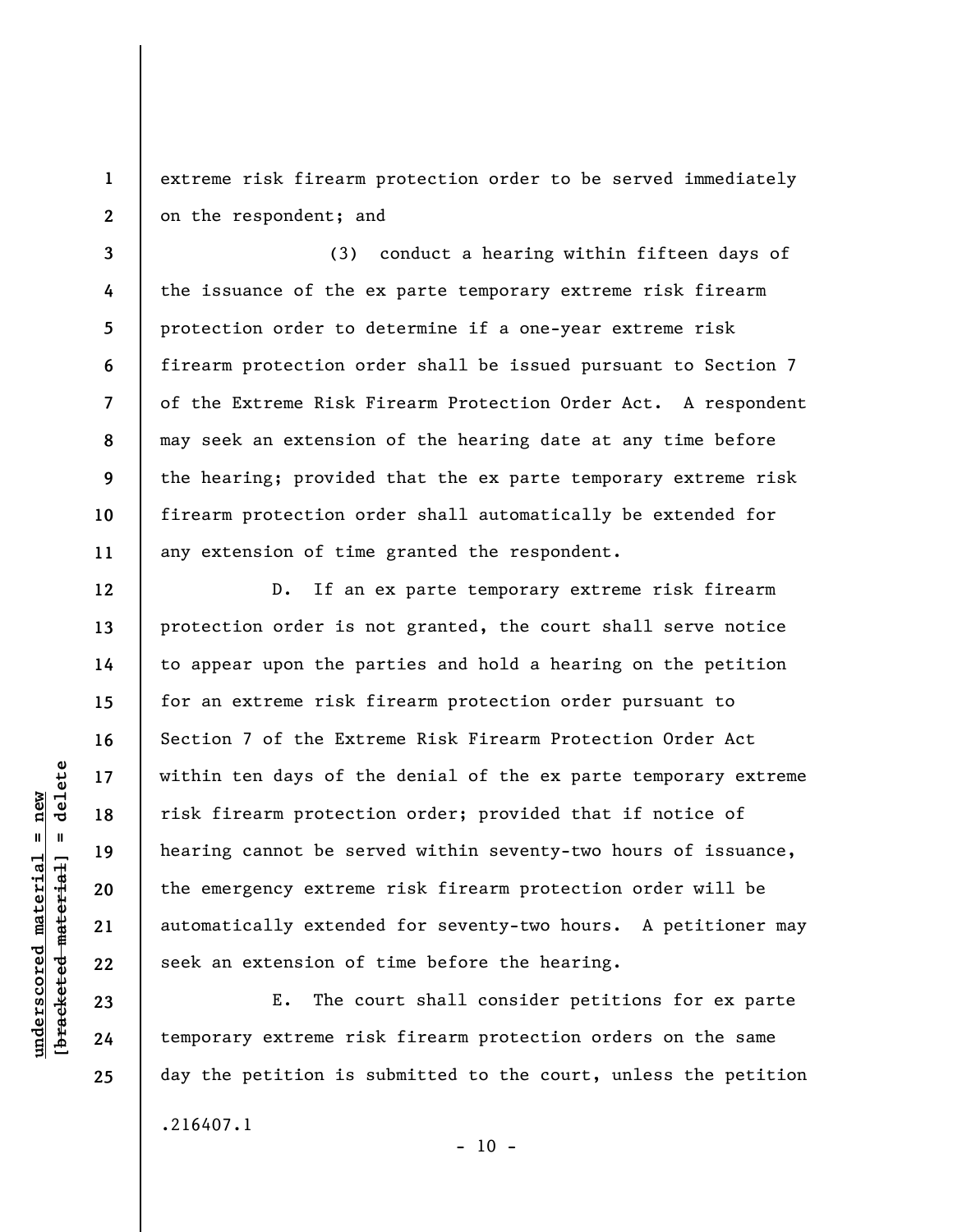extreme risk firearm protection order to be served immediately on the respondent; and

(3) conduct a hearing within fifteen days of the issuance of the ex parte temporary extreme risk firearm protection order to determine if a one-year extreme risk firearm protection order shall be issued pursuant to Section 7 of the Extreme Risk Firearm Protection Order Act. A respondent may seek an extension of the hearing date at any time before the hearing; provided that the ex parte temporary extreme risk firearm protection order shall automatically be extended for any extension of time granted the respondent.

D. If an ex parte temporary extreme risk firearm protection order is not granted, the court shall serve notice to appear upon the parties and hold a hearing on the petition for an extreme risk firearm protection order pursuant to Section 7 of the Extreme Risk Firearm Protection Order Act within ten days of the denial of the ex parte temporary extreme risk firearm protection order; provided that if notice of hearing cannot be served within seventy-two hours of issuance, the emergency extreme risk firearm protection order will be automatically extended for seventy-two hours. A petitioner may seek an extension of time before the hearing.

E. The court shall consider petitions for ex parte temporary extreme risk firearm protection orders on the same day the petition is submitted to the court, unless the petition

.216407.1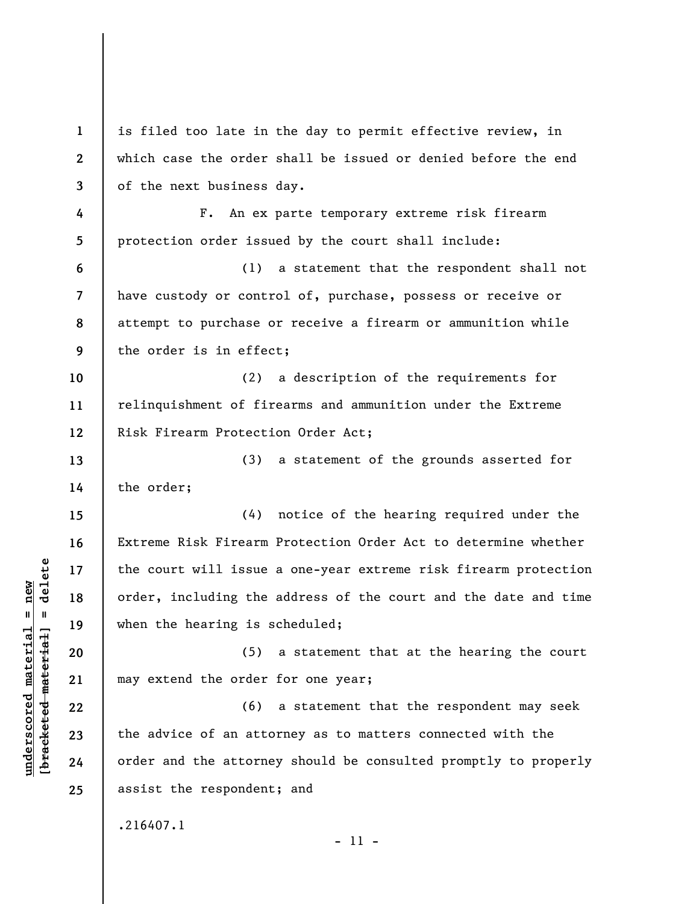is filed too late in the day to permit effective review, in which case the order shall be issued or denied before the end of the next business day.

F. An ex parte temporary extreme risk firearm protection order issued by the court shall include:

(1) a statement that the respondent shall not have custody or control of, purchase, possess or receive or attempt to purchase or receive a firearm or ammunition while the order is in effect;

(2) a description of the requirements for relinquishment of firearms and ammunition under the Extreme Risk Firearm Protection Order Act;

(3) a statement of the grounds asserted for the order;

(4) notice of the hearing required under the Extreme Risk Firearm Protection Order Act to determine whether the court will issue a one-year extreme risk firearm protection order, including the address of the court and the date and time when the hearing is scheduled;

(5) a statement that at the hearing the court may extend the order for one year;

(6) a statement that the respondent may seek the advice of an attorney as to matters connected with the order and the attorney should be consulted promptly to properly assist the respondent; and

.216407.1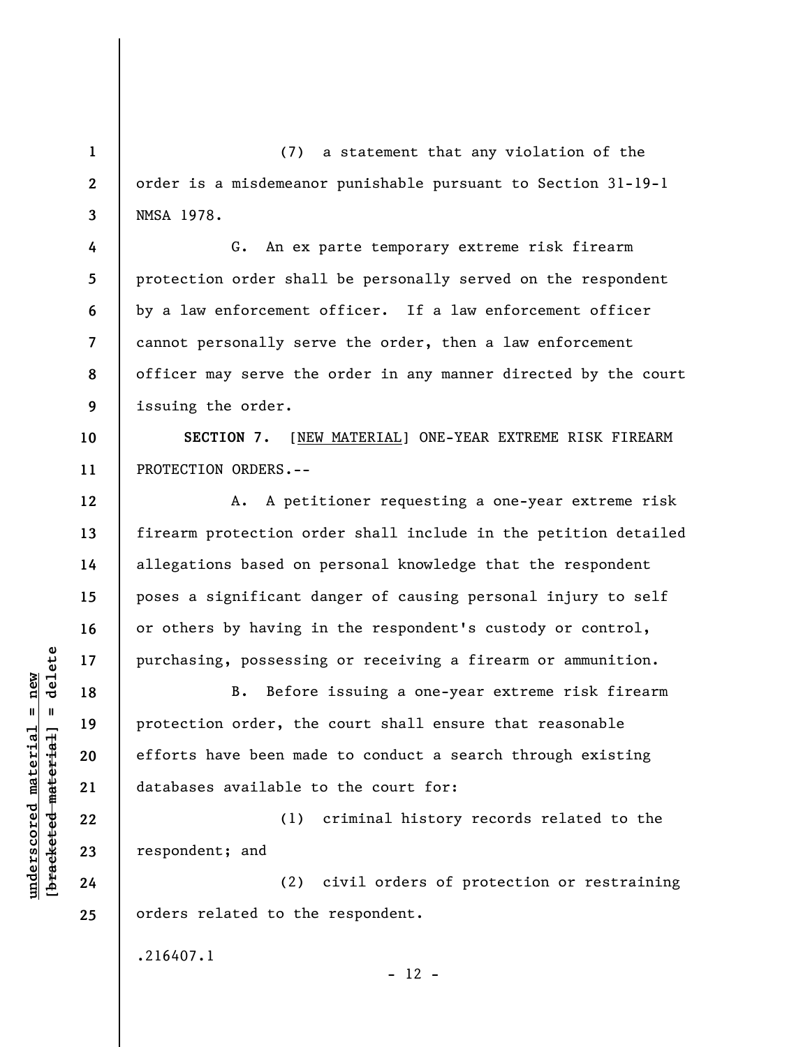(7) a statement that any violation of the order is a misdemeanor punishable pursuant to Section 31-19-1 NMSA 1978.

G. An ex parte temporary extreme risk firearm protection order shall be personally served on the respondent by a law enforcement officer. If a law enforcement officer cannot personally serve the order, then a law enforcement officer may serve the order in any manner directed by the court issuing the order.

**SECTION 7.** [NEW MATERIAL] ONE-YEAR EXTREME RISK FIREARM PROTECTION ORDERS.--

A. A petitioner requesting a one-year extreme risk firearm protection order shall include in the petition detailed allegations based on personal knowledge that the respondent poses a significant danger of causing personal injury to self or others by having in the respondent's custody or control, purchasing, possessing or receiving a firearm or ammunition.

B. Before issuing a one-year extreme risk firearm protection order, the court shall ensure that reasonable efforts have been made to conduct a search through existing databases available to the court for:

(1) criminal history records related to the respondent; and

(2) civil orders of protection or restraining orders related to the respondent.

.216407.1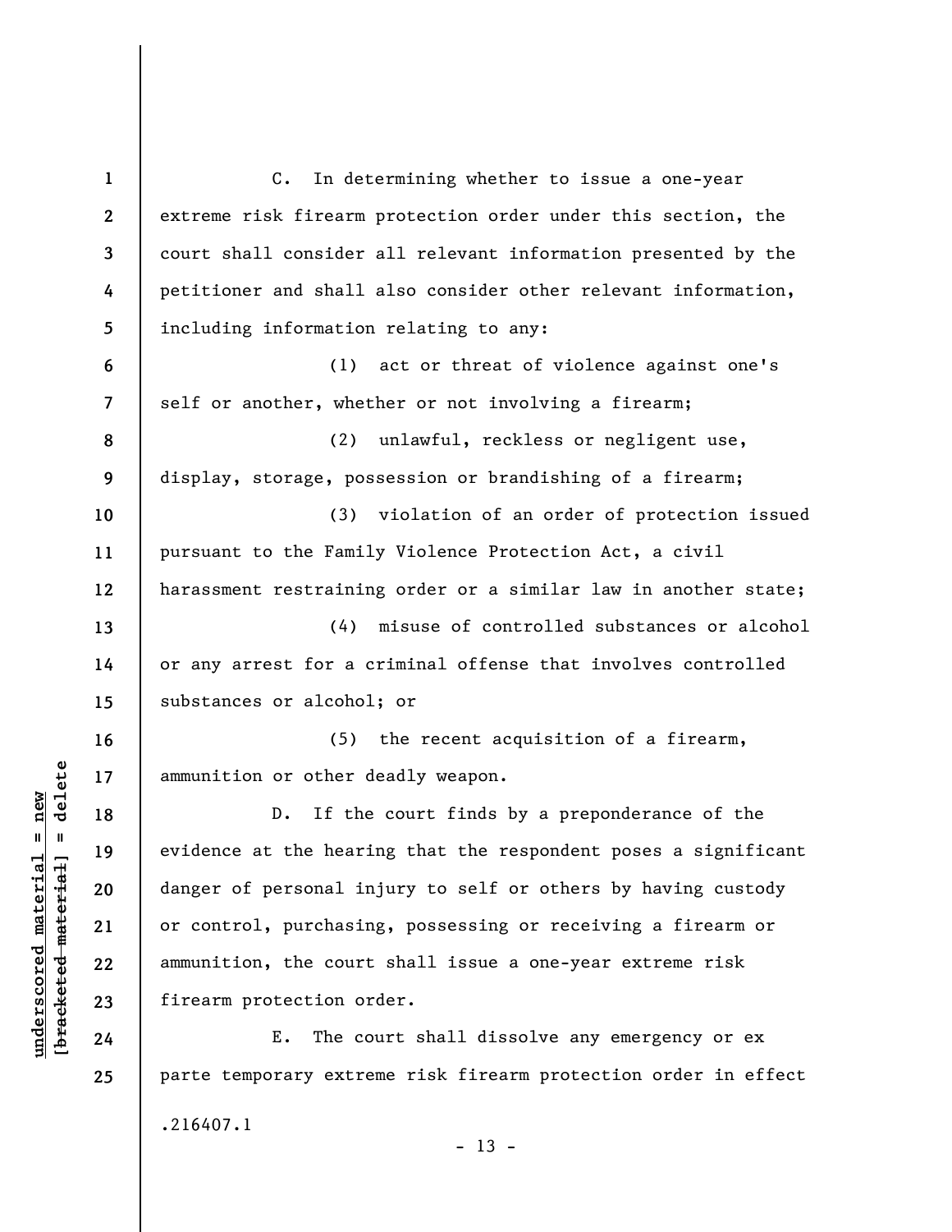C. In determining whether to issue a one-year extreme risk firearm protection order under this section, the court shall consider all relevant information presented by the petitioner and shall also consider other relevant information, including information relating to any:

(1) act or threat of violence against one's self or another, whether or not involving a firearm;

(2) unlawful, reckless or negligent use, display, storage, possession or brandishing of a firearm;

(3) violation of an order of protection issued pursuant to the Family Violence Protection Act, a civil harassment restraining order or a similar law in another state;

(4) misuse of controlled substances or alcohol or any arrest for a criminal offense that involves controlled substances or alcohol; or

(5) the recent acquisition of a firearm, ammunition or other deadly weapon.

D. If the court finds by a preponderance of the evidence at the hearing that the respondent poses a significant danger of personal injury to self or others by having custody or control, purchasing, possessing or receiving a firearm or ammunition, the court shall issue a one-year extreme risk firearm protection order.

E. The court shall dissolve any emergency or ex parte temporary extreme risk firearm protection order in effect

.216407.1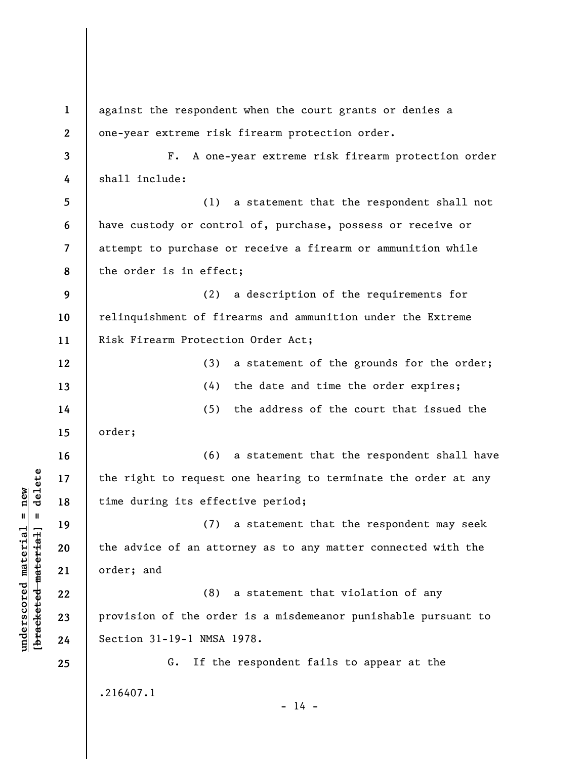against the respondent when the court grants or denies a one-year extreme risk firearm protection order.

F. A one-year extreme risk firearm protection order shall include:

(1) a statement that the respondent shall not have custody or control of, purchase, possess or receive or attempt to purchase or receive a firearm or ammunition while the order is in effect;

(2) a description of the requirements for relinquishment of firearms and ammunition under the Extreme Risk Firearm Protection Order Act;

(3) a statement of the grounds for the order;

(4) the date and time the order expires;

(5) the address of the court that issued the order;

(6) a statement that the respondent shall have the right to request one hearing to terminate the order at any time during its effective period;

(7) a statement that the respondent may seek the advice of an attorney as to any matter connected with the order; and

(8) a statement that violation of any provision of the order is a misdemeanor punishable pursuant to Section 31-19-1 NMSA 1978.

G. If the respondent fails to appear at the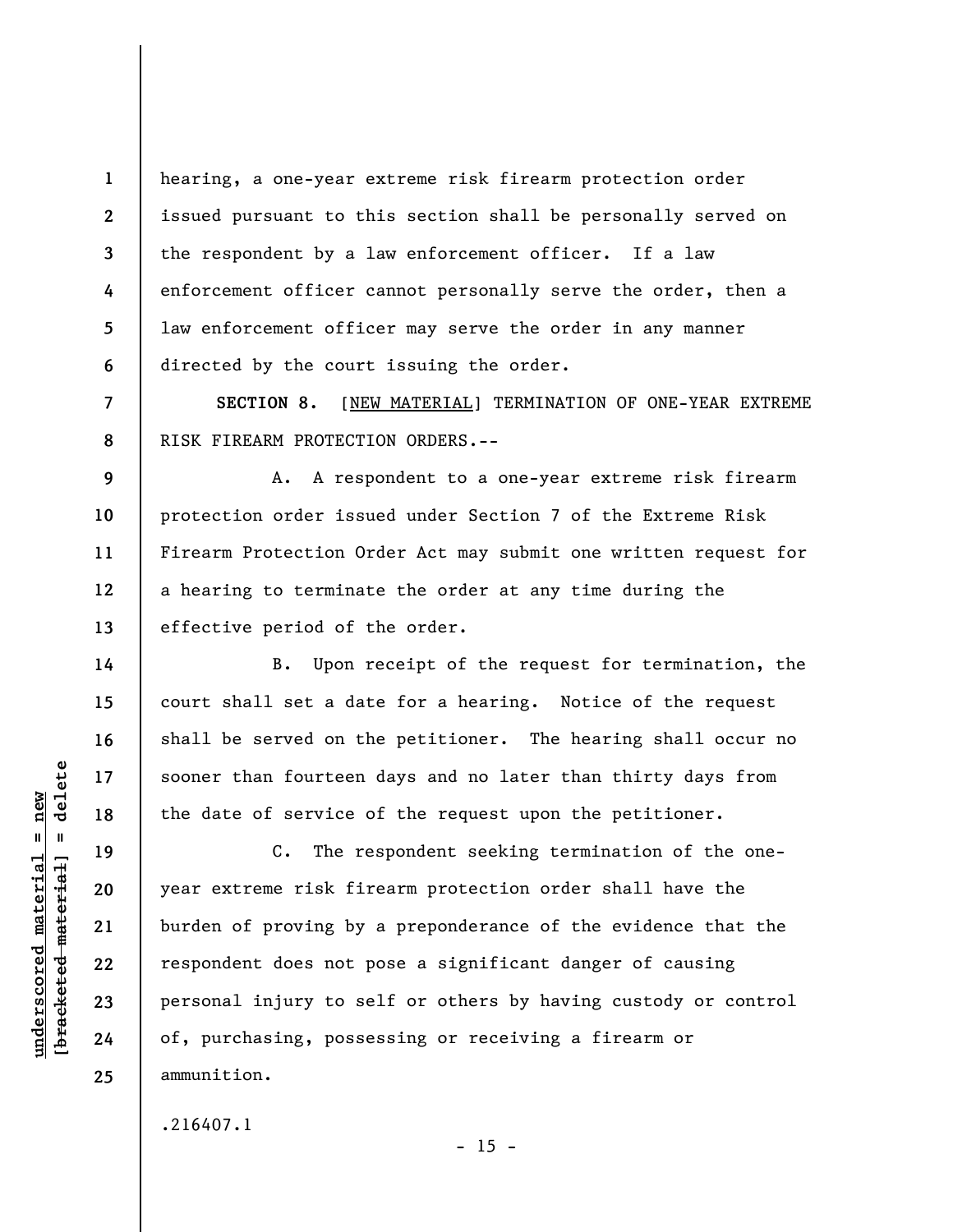hearing, a one-year extreme risk firearm protection order issued pursuant to this section shall be personally served on the respondent by a law enforcement officer. If a law enforcement officer cannot personally serve the order, then a law enforcement officer may serve the order in any manner directed by the court issuing the order.

**SECTION 8.** [NEW MATERIAL] TERMINATION OF ONE-YEAR EXTREME RISK FIREARM PROTECTION ORDERS.--

A. A respondent to a one-year extreme risk firearm protection order issued under Section 7 of the Extreme Risk Firearm Protection Order Act may submit one written request for a hearing to terminate the order at any time during the effective period of the order.

B. Upon receipt of the request for termination, the court shall set a date for a hearing. Notice of the request shall be served on the petitioner. The hearing shall occur no sooner than fourteen days and no later than thirty days from the date of service of the request upon the petitioner.

C. The respondent seeking termination of the one-year extreme risk firearm protection order shall have the burden of proving by a preponderance of the evidence that the respondent does not pose a significant danger of causing personal injury to self or others by having custody or control of, purchasing, possessing or receiving a firearm or ammunition.

.216407.1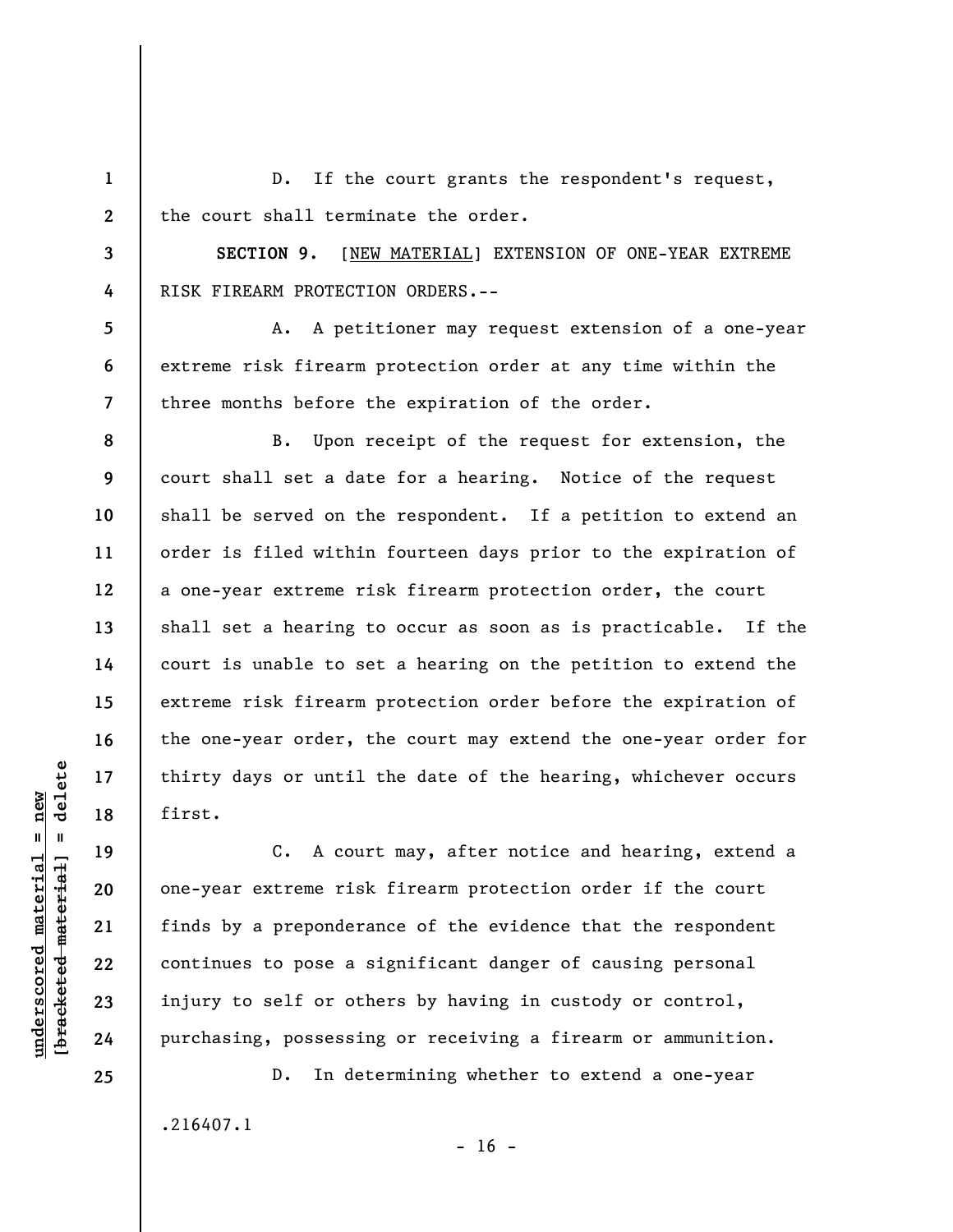D. If the court grants the respondent's request, the court shall terminate the order.

**SECTION 9.** [NEW MATERIAL] EXTENSION OF ONE-YEAR EXTREME RISK FIREARM PROTECTION ORDERS.--

A. A petitioner may request extension of a one-year extreme risk firearm protection order at any time within the three months before the expiration of the order.

B. Upon receipt of the request for extension, the court shall set a date for a hearing. Notice of the request shall be served on the respondent. If a petition to extend an order is filed within fourteen days prior to the expiration of a one-year extreme risk firearm protection order, the court shall set a hearing to occur as soon as is practicable. If the court is unable to set a hearing on the petition to extend the extreme risk firearm protection order before the expiration of the one-year order, the court may extend the one-year order for thirty days or until the date of the hearing, whichever occurs first.

C. A court may, after notice and hearing, extend a one-year extreme risk firearm protection order if the court finds by a preponderance of the evidence that the respondent continues to pose a significant danger of causing personal injury to self or others by having in custody or control, purchasing, possessing or receiving a firearm or ammunition.

D. In determining whether to extend a one-year

.216407.1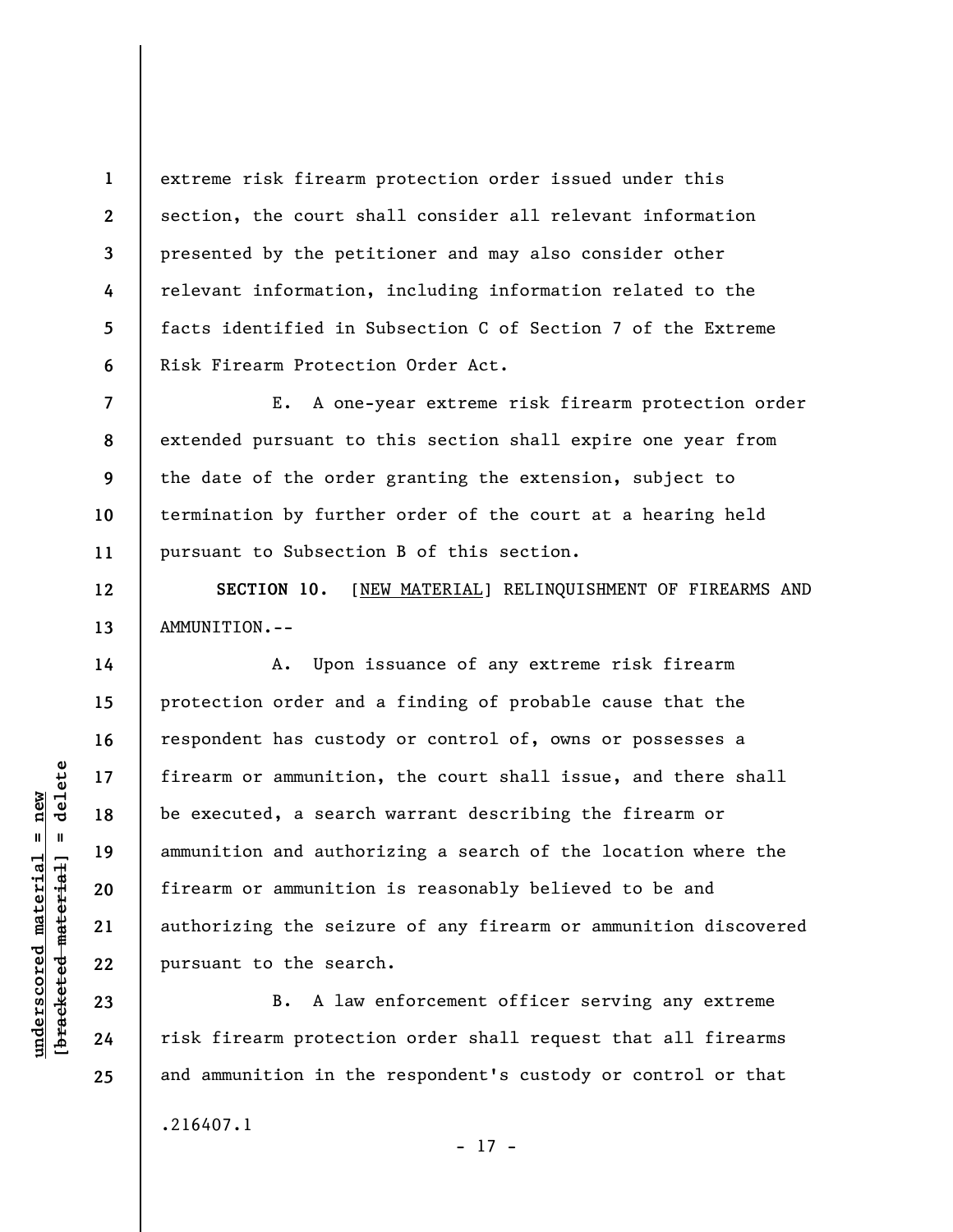extreme risk firearm protection order issued under this section, the court shall consider all relevant information presented by the petitioner and may also consider other relevant information, including information related to the facts identified in Subsection C of Section 7 of the Extreme Risk Firearm Protection Order Act.

E. A one-year extreme risk firearm protection order extended pursuant to this section shall expire one year from the date of the order granting the extension, subject to termination by further order of the court at a hearing held pursuant to Subsection B of this section.

**SECTION 10.** [<u>NEW MATERIAL</u>] RELINQUISHMENT OF FIREARMS AND AMMUNITION.--

A. Upon issuance of any extreme risk firearm protection order and a finding of probable cause that the respondent has custody or control of, owns or possesses a firearm or ammunition, the court shall issue, and there shall be executed, a search warrant describing the firearm or ammunition and authorizing a search of the location where the firearm or ammunition is reasonably believed to be and authorizing the seizure of any firearm or ammunition discovered pursuant to the search.

B. A law enforcement officer serving any extreme risk firearm protection order shall request that all firearms and ammunition in the respondent's custody or control or that

.216407.1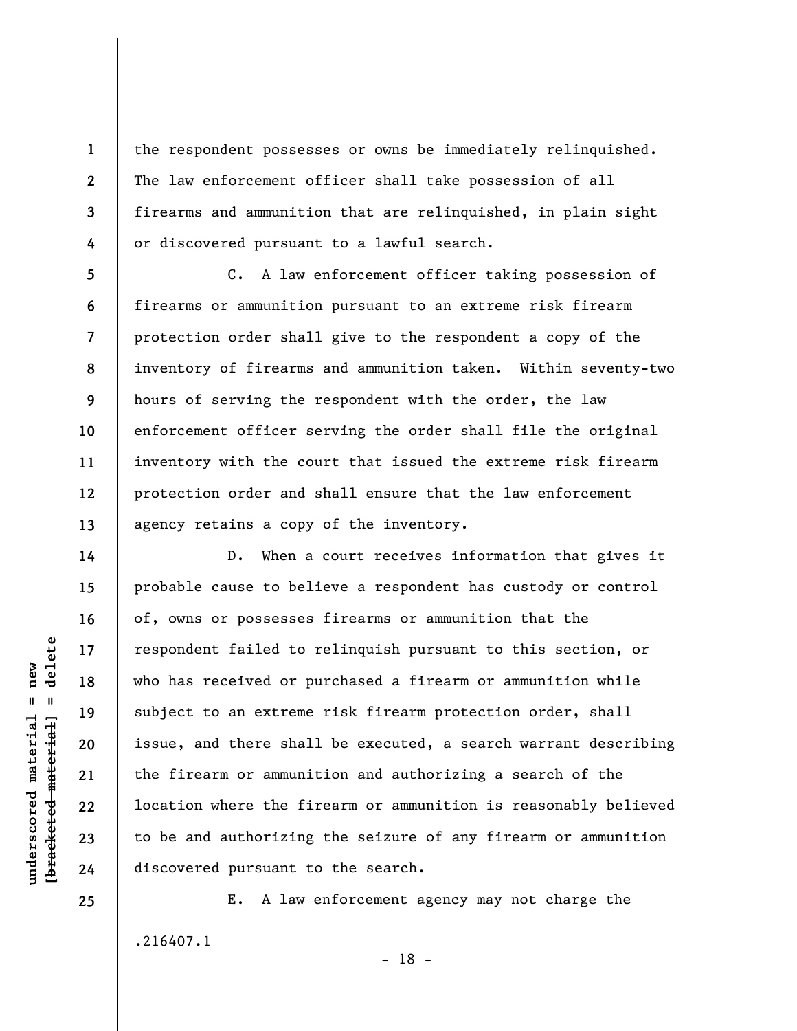the respondent possesses or owns be immediately relinquished. The law enforcement officer shall take possession of all firearms and ammunition that are relinquished, in plain sight or discovered pursuant to a lawful search.

C. A law enforcement officer taking possession of firearms or ammunition pursuant to an extreme risk firearm protection order shall give to the respondent a copy of the inventory of firearms and ammunition taken. Within seventy-two hours of serving the respondent with the order, the law enforcement officer serving the order shall file the original inventory with the court that issued the extreme risk firearm protection order and shall ensure that the law enforcement agency retains a copy of the inventory.

D. When a court receives information that gives it probable cause to believe a respondent has custody or control of, owns or possesses firearms or ammunition that the respondent failed to relinquish pursuant to this section, or who has received or purchased a firearm or ammunition while subject to an extreme risk firearm protection order, shall issue, and there shall be executed, a search warrant describing the firearm or ammunition and authorizing a search of the location where the firearm or ammunition is reasonably believed to be and authorizing the seizure of any firearm or ammunition discovered pursuant to the search.

E. A law enforcement agency may not charge the

.216407.1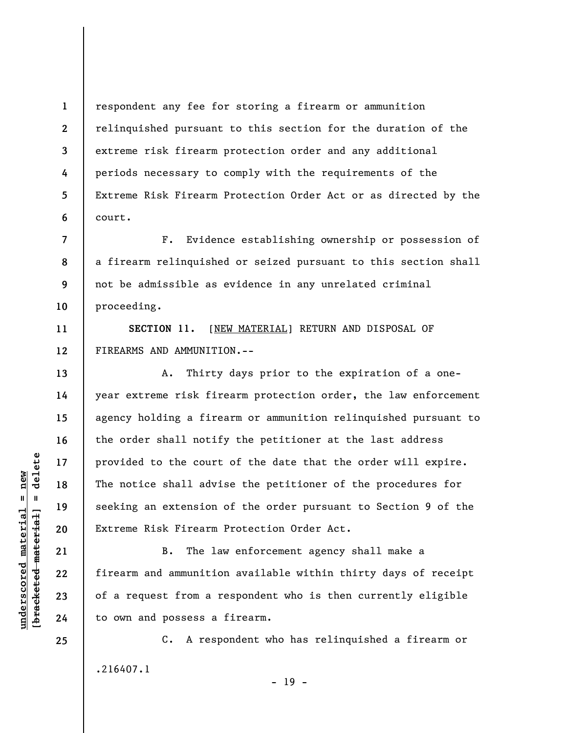respondent any fee for storing a firearm or ammunition relinquished pursuant to this section for the duration of the extreme risk firearm protection order and any additional periods necessary to comply with the requirements of the Extreme Risk Firearm Protection Order Act or as directed by the court.

F. Evidence establishing ownership or possession of a firearm relinquished or seized pursuant to this section shall not be admissible as evidence in any unrelated criminal proceeding.

**SECTION 11.** [NEW MATERIAL] RETURN AND DISPOSAL OF FIREARMS AND AMMUNITION.--

A. Thirty days prior to the expiration of a one-year extreme risk firearm protection order, the law enforcement agency holding a firearm or ammunition relinquished pursuant to the order shall notify the petitioner at the last address provided to the court of the date that the order will expire. The notice shall advise the petitioner of the procedures for seeking an extension of the order pursuant to Section 9 of the Extreme Risk Firearm Protection Order Act.

B. The law enforcement agency shall make a firearm and ammunition available within thirty days of receipt of a request from a respondent who is then currently eligible to own and possess a firearm.

C. A respondent who has relinquished a firearm or

.216407.1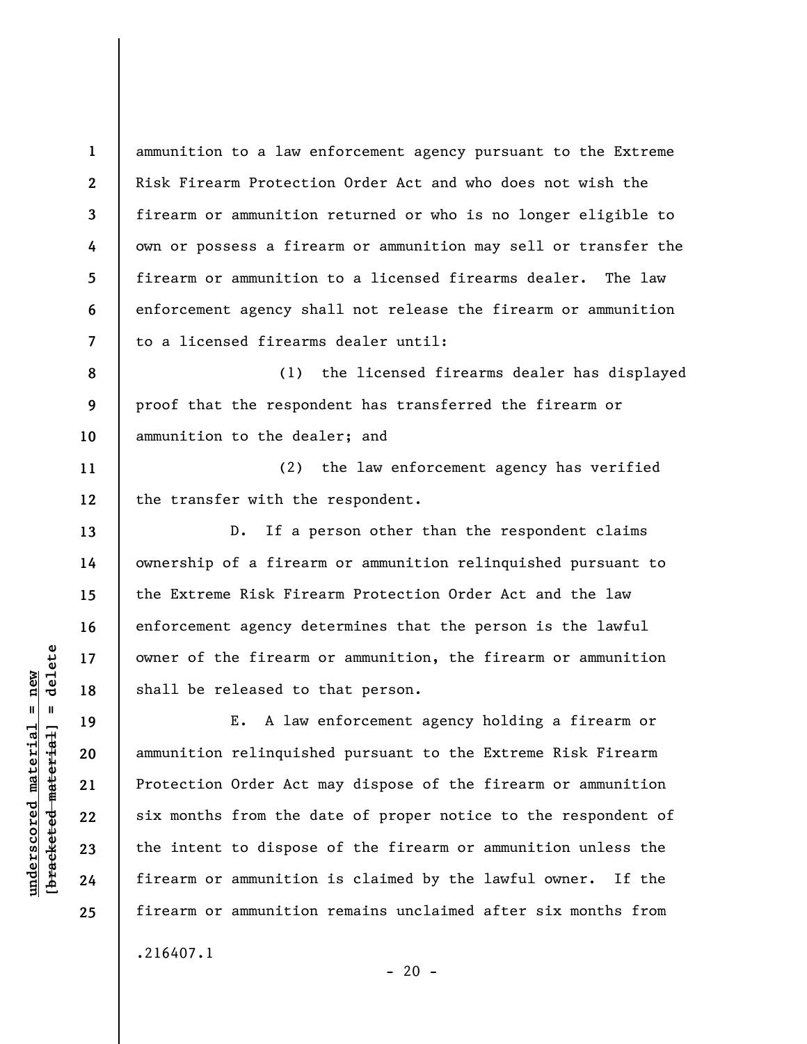ammunition to a law enforcement agency pursuant to the Extreme Risk Firearm Protection Order Act and who does not wish the firearm or ammunition returned or who is no longer eligible to own or possess a firearm or ammunition may sell or transfer the firearm or ammunition to a licensed firearms dealer. The law enforcement agency shall not release the firearm or ammunition to a licensed firearms dealer until:

(1) the licensed firearms dealer has displayed proof that the respondent has transferred the firearm or ammunition to the dealer; and

(2) the law enforcement agency has verified the transfer with the respondent.

D. If a person other than the respondent claims ownership of a firearm or ammunition relinquished pursuant to the Extreme Risk Firearm Protection Order Act and the law enforcement agency determines that the person is the lawful owner of the firearm or ammunition, the firearm or ammunition shall be released to that person.

E. A law enforcement agency holding a firearm or ammunition relinquished pursuant to the Extreme Risk Firearm Protection Order Act may dispose of the firearm or ammunition six months from the date of proper notice to the respondent of the intent to dispose of the firearm or ammunition unless the firearm or ammunition is claimed by the lawful owner. If the firearm or ammunition remains unclaimed after six months from

.216407.1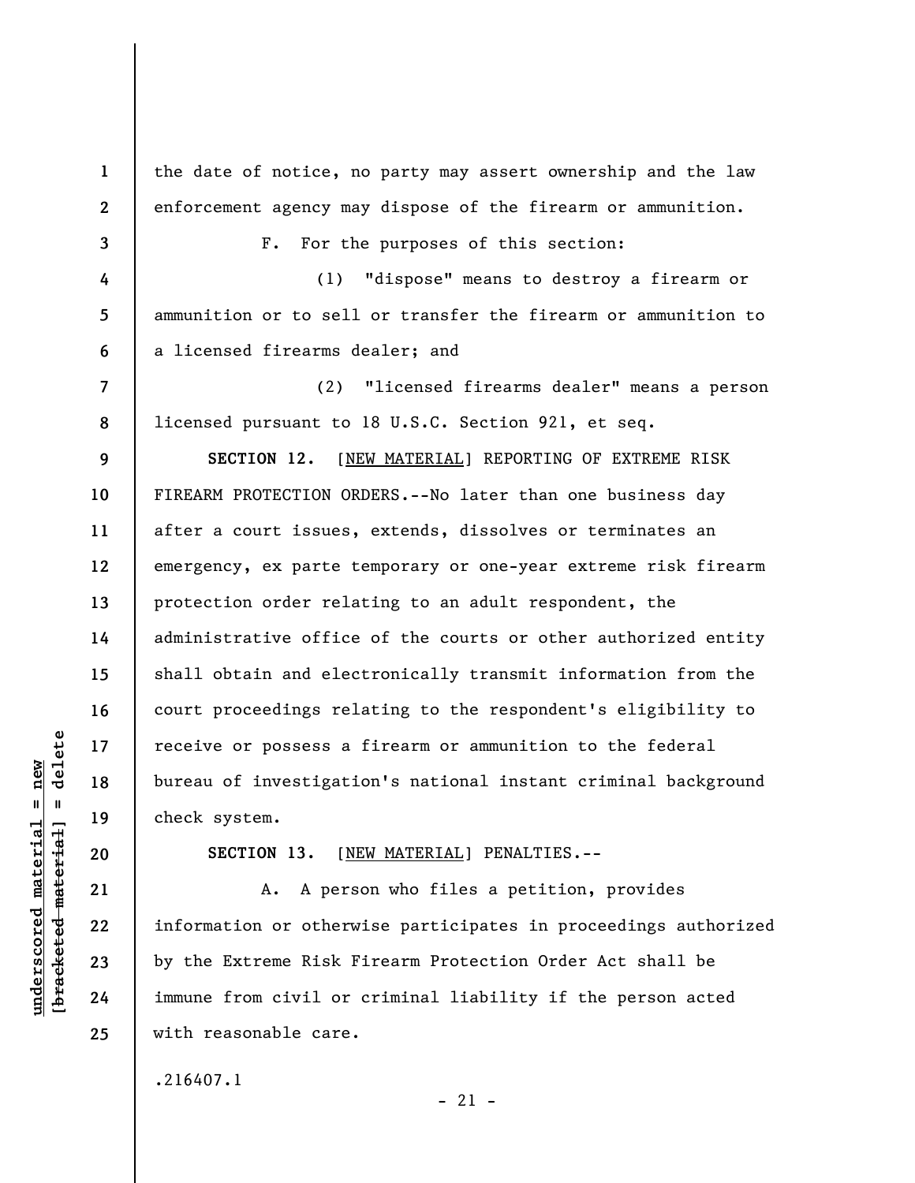the date of notice, no party may assert ownership and the law enforcement agency may dispose of the firearm or ammunition.

F. For the purposes of this section:

(1) "dispose" means to destroy a firearm or ammunition or to sell or transfer the firearm or ammunition to a licensed firearms dealer; and

(2) "licensed firearms dealer" means a person licensed pursuant to 18 U.S.C. Section 921, et seq.

**SECTION 12.** [NEW MATERIAL] REPORTING OF EXTREME RISK FIREARM PROTECTION ORDERS.--No later than one business day after a court issues, extends, dissolves or terminates an emergency, ex parte temporary or one-year extreme risk firearm protection order relating to an adult respondent, the administrative office of the courts or other authorized entity shall obtain and electronically transmit information from the court proceedings relating to the respondent's eligibility to receive or possess a firearm or ammunition to the federal bureau of investigation's national instant criminal background check system.

**SECTION 13.** [NEW MATERIAL] PENALTIES.--

A. A person who files a petition, provides information or otherwise participates in proceedings authorized by the Extreme Risk Firearm Protection Order Act shall be immune from civil or criminal liability if the person acted with reasonable care.

.216407.1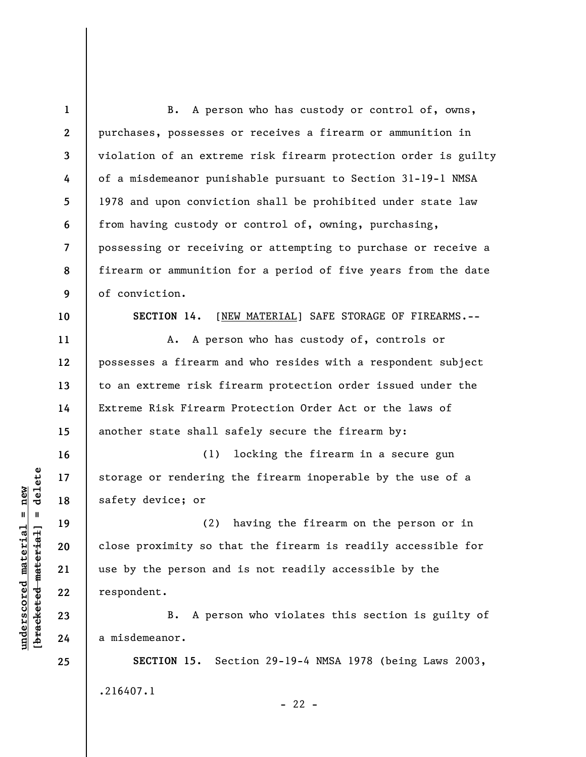B. A person who has custody or control of, owns, purchases, possesses or receives a firearm or ammunition in violation of an extreme risk firearm protection order is guilty of a misdemeanor punishable pursuant to Section 31-19-1 NMSA 1978 and upon conviction shall be prohibited under state law from having custody or control of, owning, purchasing, possessing or receiving or attempting to purchase or receive a firearm or ammunition for a period of five years from the date of conviction.

**SECTION 14.** [NEW MATERIAL] SAFE STORAGE OF FIREARMS.--

A. A person who has custody of, controls or possesses a firearm and who resides with a respondent subject to an extreme risk firearm protection order issued under the Extreme Risk Firearm Protection Order Act or the laws of another state shall safely secure the firearm by:

(1) locking the firearm in a secure gun storage or rendering the firearm inoperable by the use of a safety device; or

(2) having the firearm on the person or in close proximity so that the firearm is readily accessible for use by the person and is not readily accessible by the respondent.

B. A person who violates this section is guilty of a misdemeanor.

**SECTION 15.** Section 29-19-4 NMSA 1978 (being Laws 2003,

.216407.1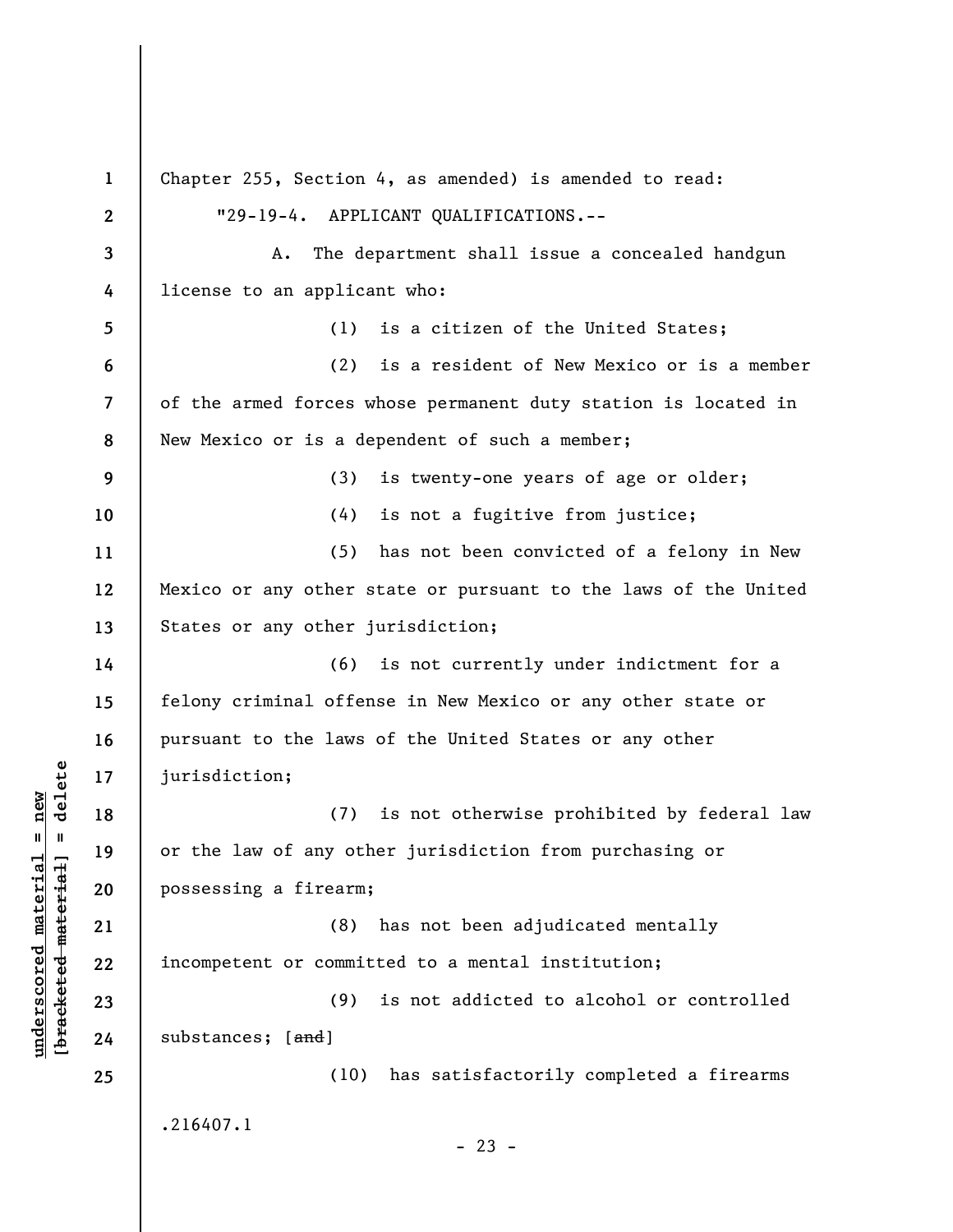Chapter 255, Section 4, as amended) is amended to read:

"29-19-4. APPLICANT QUALIFICATIONS.--

A. The department shall issue a concealed handgun license to an applicant who:

(1) is a citizen of the United States;

(2) is a resident of New Mexico or is a member of the armed forces whose permanent duty station is located in New Mexico or is a dependent of such a member;

(3) is twenty-one years of age or older;

(4) is not a fugitive from justice;

(5) has not been convicted of a felony in New Mexico or any other state or pursuant to the laws of the United States or any other jurisdiction;

(6) is not currently under indictment for a felony criminal offense in New Mexico or any other state or pursuant to the laws of the United States or any other jurisdiction;

(7) is not otherwise prohibited by federal law or the law of any other jurisdiction from purchasing or possessing a firearm;

(8) has not been adjudicated mentally incompetent or committed to a mental institution;

(9) is not addicted to alcohol or controlled substances; [~~and~~]

(10) has satisfactorily completed a firearms

.216407.1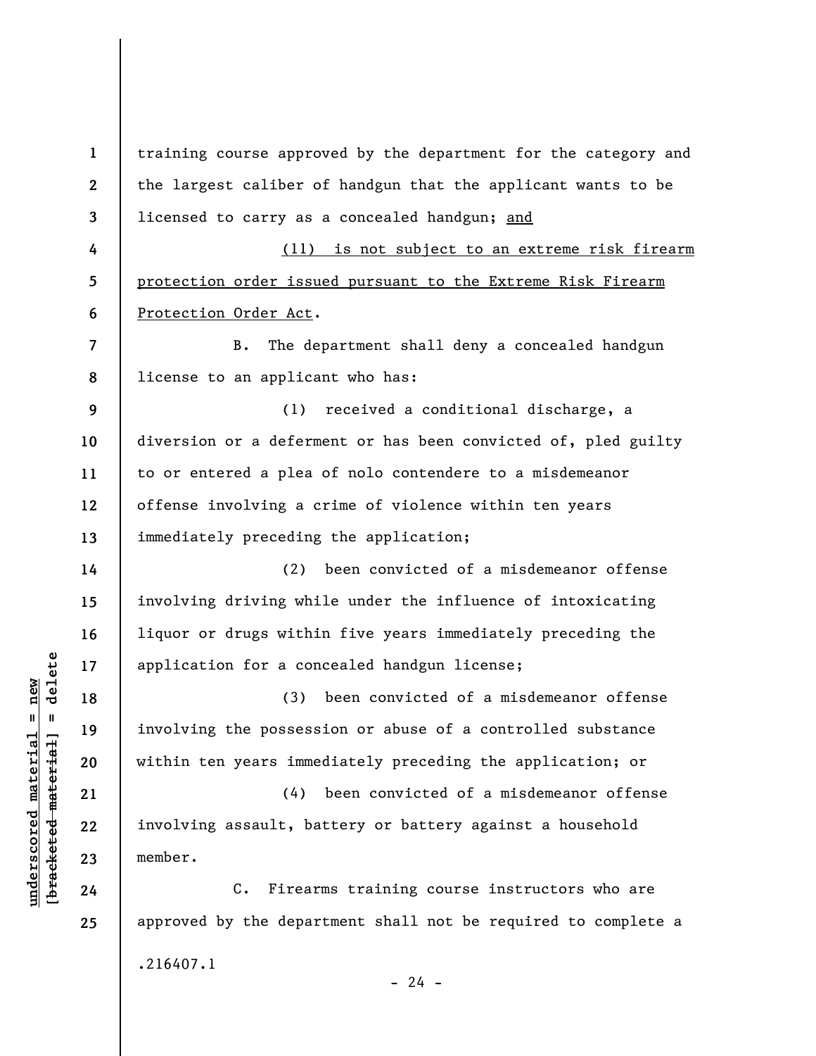training course approved by the department for the category and the largest caliber of handgun that the applicant wants to be licensed to carry as a concealed handgun; <u>and</u>

<u>(11) is not subject to an extreme risk firearm protection order issued pursuant to the Extreme Risk Firearm Protection Order Act</u>.

B. The department shall deny a concealed handgun license to an applicant who has:

(1) received a conditional discharge, a diversion or a deferment or has been convicted of, pled guilty to or entered a plea of nolo contendere to a misdemeanor offense involving a crime of violence within ten years immediately preceding the application;

(2) been convicted of a misdemeanor offense involving driving while under the influence of intoxicating liquor or drugs within five years immediately preceding the application for a concealed handgun license;

(3) been convicted of a misdemeanor offense involving the possession or abuse of a controlled substance within ten years immediately preceding the application; or

(4) been convicted of a misdemeanor offense involving assault, battery or battery against a household member.

C. Firearms training course instructors who are approved by the department shall not be required to complete a

.216407.1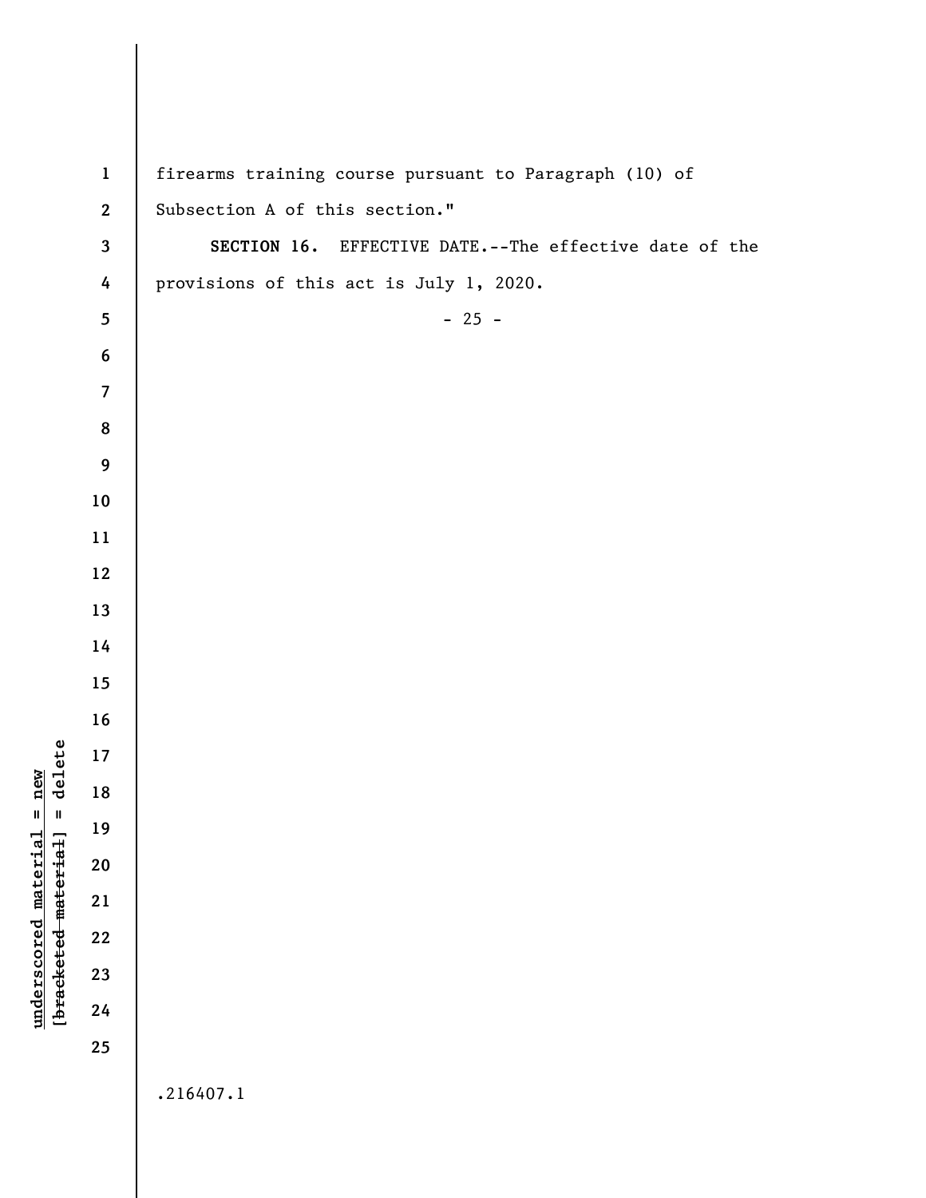firearms training course pursuant to Paragraph (10) of Subsection A of this section."

**SECTION 16.** EFFECTIVE DATE.--The effective date of the provisions of this act is July 1, 2020.

.216407.1